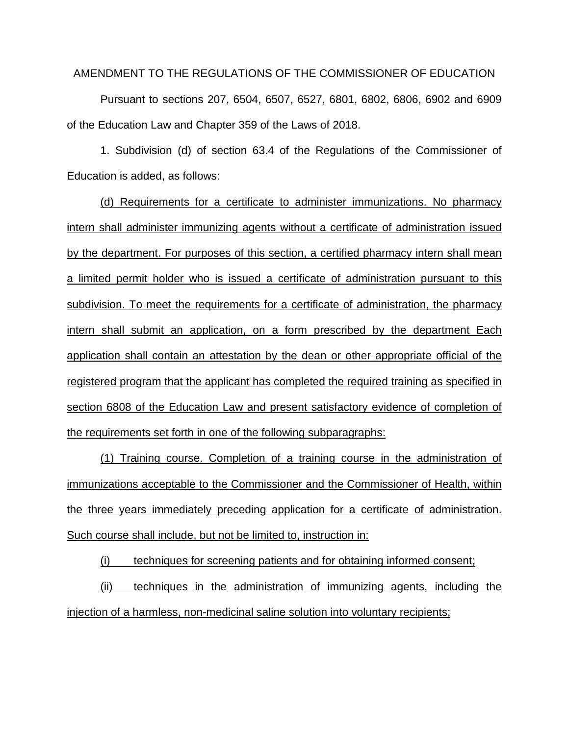AMENDMENT TO THE REGULATIONS OF THE COMMISSIONER OF EDUCATION

Pursuant to sections 207, 6504, 6507, 6527, 6801, 6802, 6806, 6902 and 6909 of the Education Law and Chapter 359 of the Laws of 2018.

1. Subdivision (d) of section 63.4 of the Regulations of the Commissioner of Education is added, as follows:

(d) Requirements for a certificate to administer immunizations. No pharmacy intern shall administer immunizing agents without a certificate of administration issued by the department. For purposes of this section, a certified pharmacy intern shall mean a limited permit holder who is issued a certificate of administration pursuant to this subdivision. To meet the requirements for a certificate of administration, the pharmacy intern shall submit an application, on a form prescribed by the department Each application shall contain an attestation by the dean or other appropriate official of the registered program that the applicant has completed the required training as specified in section 6808 of the Education Law and present satisfactory evidence of completion of the requirements set forth in one of the following subparagraphs:

(1) Training course. Completion of a training course in the administration of immunizations acceptable to the Commissioner and the Commissioner of Health, within the three years immediately preceding application for a certificate of administration. Such course shall include, but not be limited to, instruction in:

(i) techniques for screening patients and for obtaining informed consent;

(ii) techniques in the administration of immunizing agents, including the injection of a harmless, non-medicinal saline solution into voluntary recipients;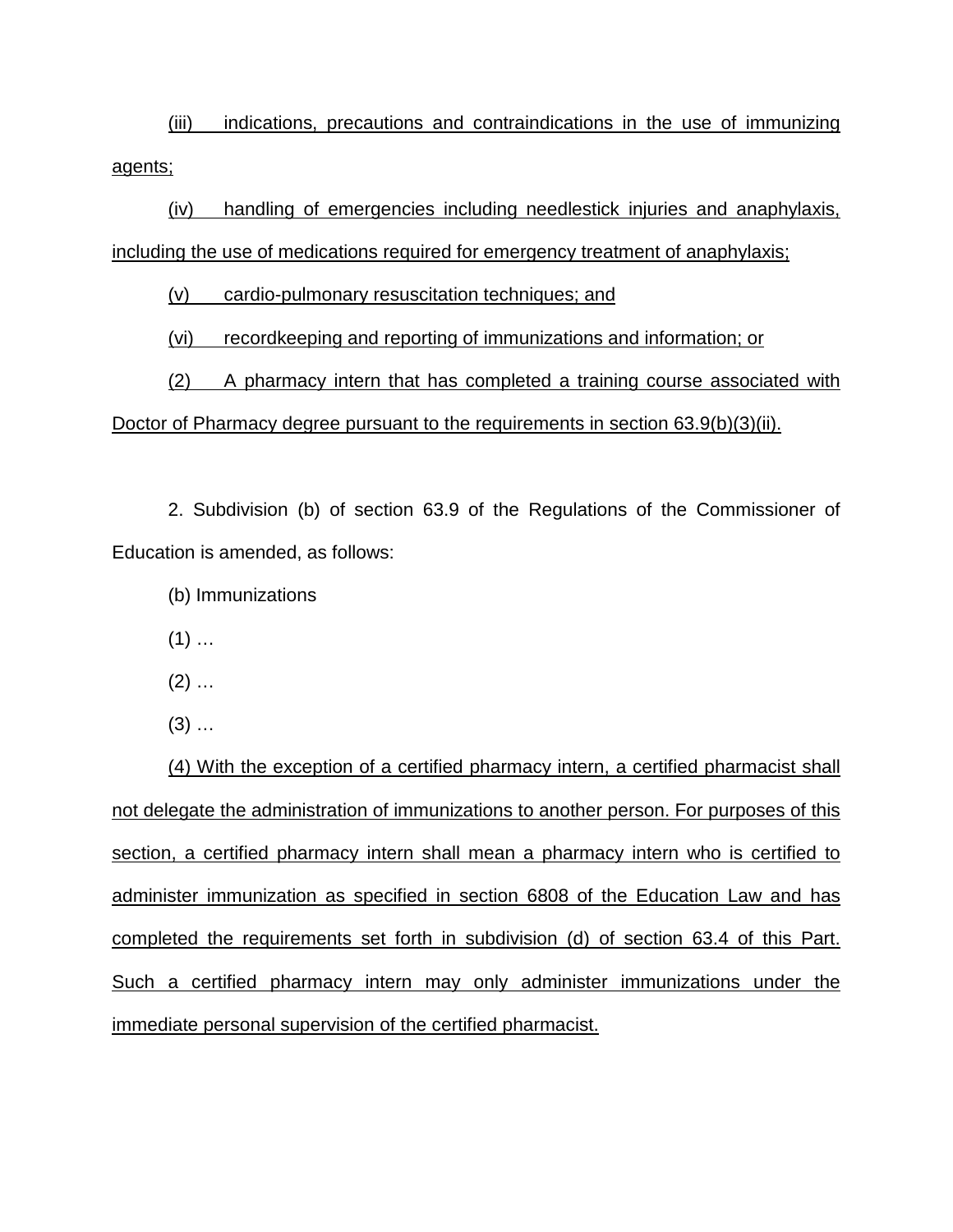(iii) indications, precautions and contraindications in the use of immunizing agents;

(iv) handling of emergencies including needlestick injuries and anaphylaxis, including the use of medications required for emergency treatment of anaphylaxis;

(v) cardio-pulmonary resuscitation techniques; and

(vi) recordkeeping and reporting of immunizations and information; or

(2) A pharmacy intern that has completed a training course associated with Doctor of Pharmacy degree pursuant to the requirements in section 63.9(b)(3)(ii).

2. Subdivision (b) of section 63.9 of the Regulations of the Commissioner of Education is amended, as follows:

(b) Immunizations

(1) …

(2) …

(3) …

(4) With the exception of a certified pharmacy intern, a certified pharmacist shall not delegate the administration of immunizations to another person. For purposes of this section, a certified pharmacy intern shall mean a pharmacy intern who is certified to administer immunization as specified in section 6808 of the Education Law and has completed the requirements set forth in subdivision (d) of section 63.4 of this Part. Such a certified pharmacy intern may only administer immunizations under the immediate personal supervision of the certified pharmacist.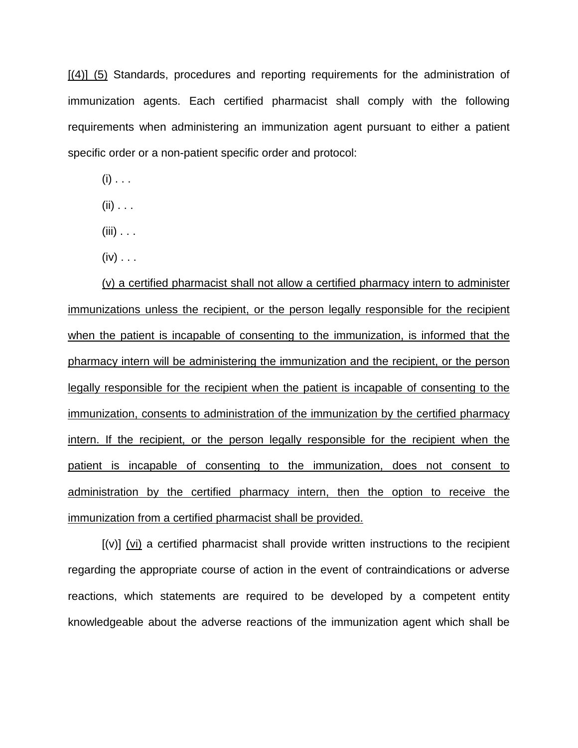[(4)] (5) Standards, procedures and reporting requirements for the administration of immunization agents. Each certified pharmacist shall comply with the following requirements when administering an immunization agent pursuant to either a patient specific order or a non-patient specific order and protocol:

(i) . . .

(ii) . . .

(iii) . . .

(iv) . . .

(v) a certified pharmacist shall not allow a certified pharmacy intern to administer immunizations unless the recipient, or the person legally responsible for the recipient when the patient is incapable of consenting to the immunization, is informed that the pharmacy intern will be administering the immunization and the recipient, or the person legally responsible for the recipient when the patient is incapable of consenting to the immunization, consents to administration of the immunization by the certified pharmacy intern. If the recipient, or the person legally responsible for the recipient when the patient is incapable of consenting to the immunization, does not consent to administration by the certified pharmacy intern, then the option to receive the immunization from a certified pharmacist shall be provided.

[(v)] (vi) a certified pharmacist shall provide written instructions to the recipient regarding the appropriate course of action in the event of contraindications or adverse reactions, which statements are required to be developed by a competent entity knowledgeable about the adverse reactions of the immunization agent which shall be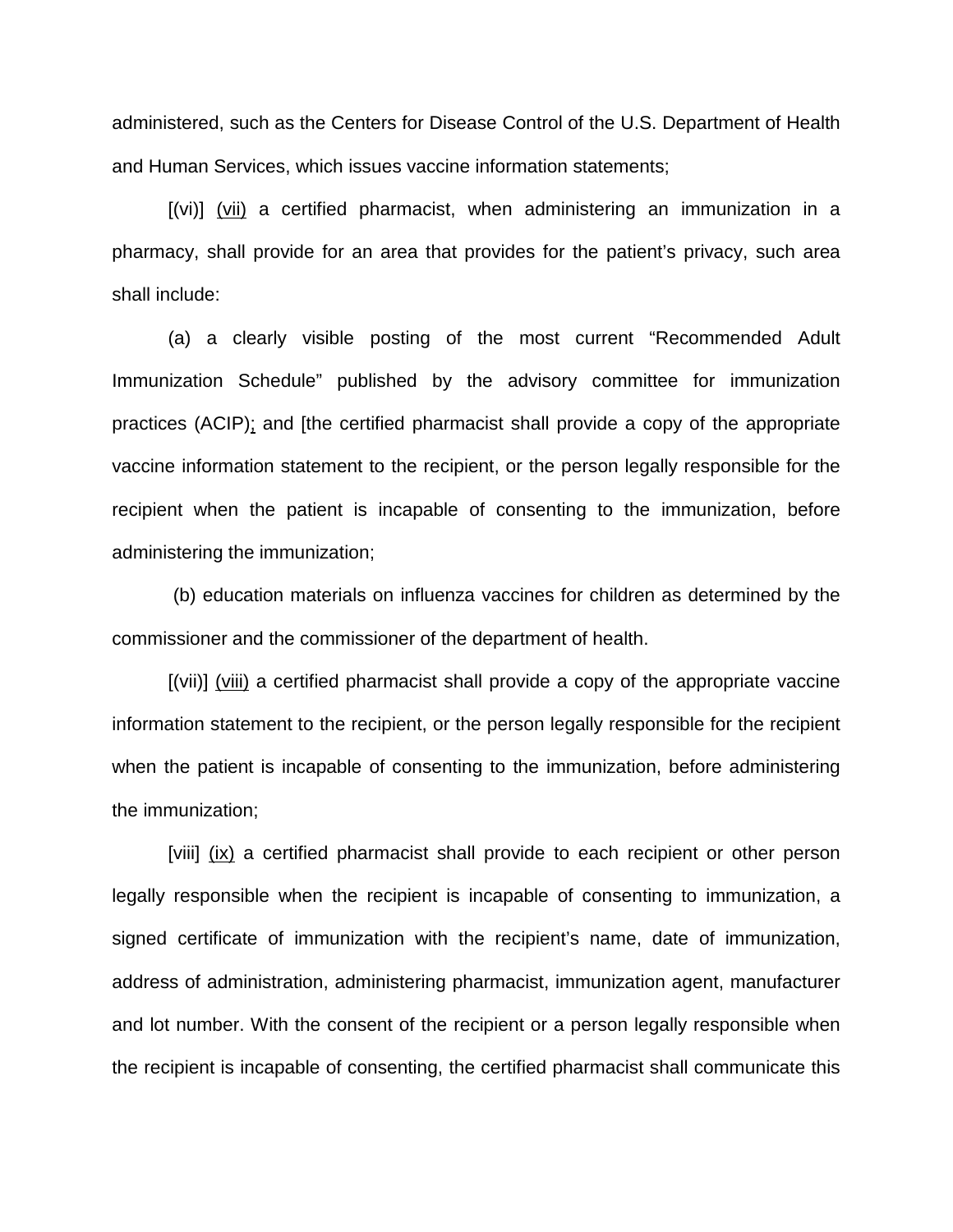administered, such as the Centers for Disease Control of the U.S. Department of Health and Human Services, which issues vaccine information statements;

[(vi)] <u>(vii)</u> a certified pharmacist, when administering an immunization in a pharmacy, shall provide for an area that provides for the patient's privacy, such area shall include:

(a) a clearly visible posting of the most current "Recommended Adult Immunization Schedule" published by the advisory committee for immunization practices (ACIP)<u>;</u> and [the certified pharmacist shall provide a copy of the appropriate vaccine information statement to the recipient, or the person legally responsible for the recipient when the patient is incapable of consenting to the immunization, before administering the immunization;

(b) education materials on influenza vaccines for children as determined by the commissioner and the commissioner of the department of health.

[(vii)] <u>(viii)</u> a certified pharmacist shall provide a copy of the appropriate vaccine information statement to the recipient, or the person legally responsible for the recipient when the patient is incapable of consenting to the immunization, before administering the immunization;

[viii] <u>(ix)</u> a certified pharmacist shall provide to each recipient or other person legally responsible when the recipient is incapable of consenting to immunization, a signed certificate of immunization with the recipient's name, date of immunization, address of administration, administering pharmacist, immunization agent, manufacturer and lot number. With the consent of the recipient or a person legally responsible when the recipient is incapable of consenting, the certified pharmacist shall communicate this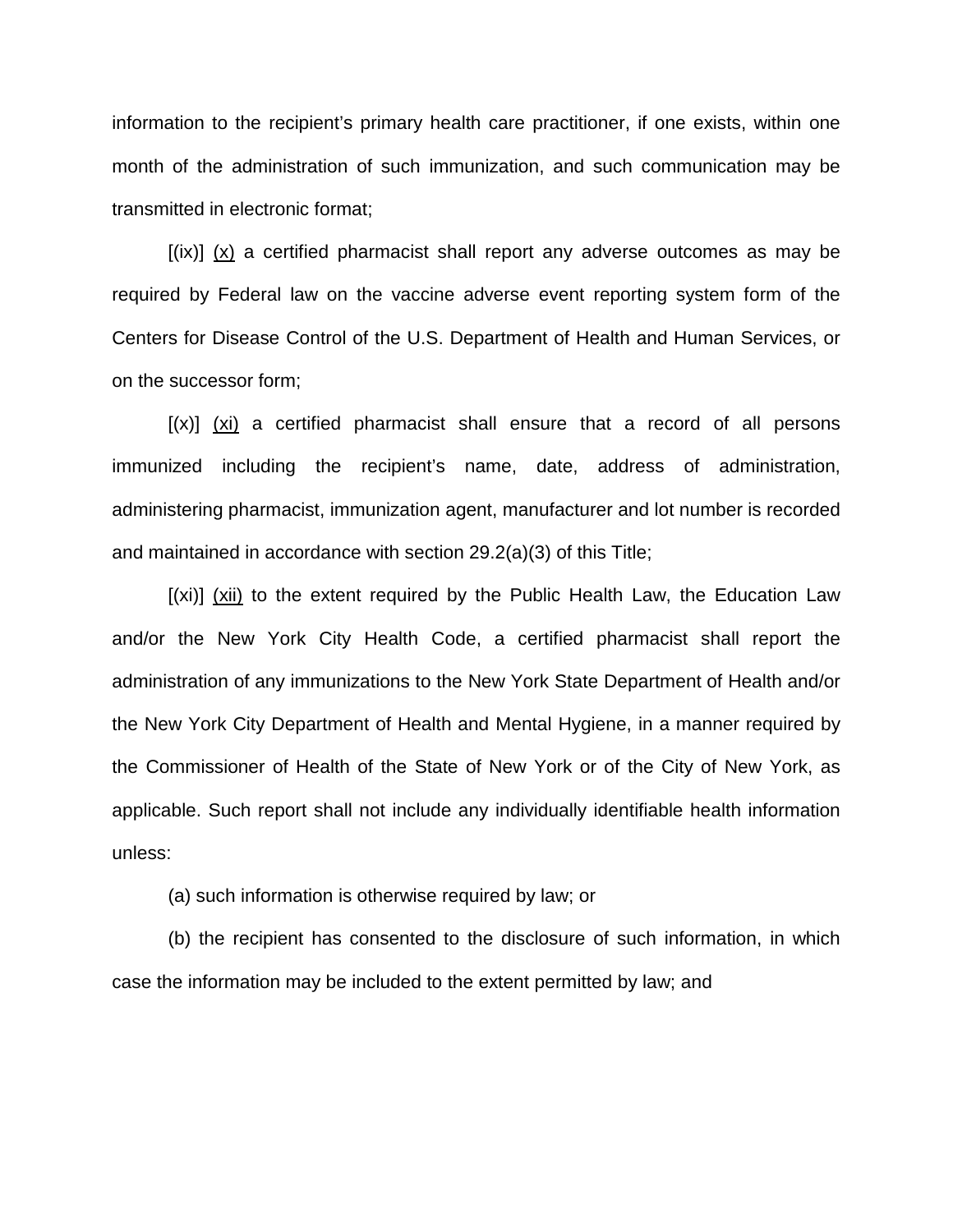information to the recipient's primary health care practitioner, if one exists, within one month of the administration of such immunization, and such communication may be transmitted in electronic format;

[(ix)] <u>(x)</u> a certified pharmacist shall report any adverse outcomes as may be required by Federal law on the vaccine adverse event reporting system form of the Centers for Disease Control of the U.S. Department of Health and Human Services, or on the successor form;

[(x)] <u>(xi)</u> a certified pharmacist shall ensure that a record of all persons immunized including the recipient's name, date, address of administration, administering pharmacist, immunization agent, manufacturer and lot number is recorded and maintained in accordance with section 29.2(a)(3) of this Title;

[(xi)] <u>(xii)</u> to the extent required by the Public Health Law, the Education Law and/or the New York City Health Code, a certified pharmacist shall report the administration of any immunizations to the New York State Department of Health and/or the New York City Department of Health and Mental Hygiene, in a manner required by the Commissioner of Health of the State of New York or of the City of New York, as applicable. Such report shall not include any individually identifiable health information unless:

(a) such information is otherwise required by law; or

(b) the recipient has consented to the disclosure of such information, in which case the information may be included to the extent permitted by law; and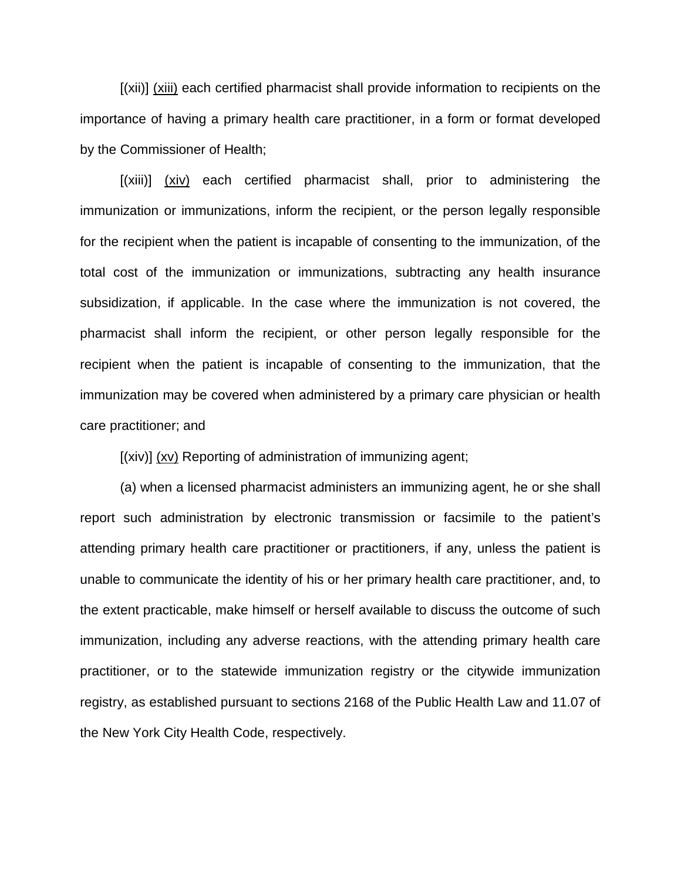[(xii)] <u>(xiii)</u> each certified pharmacist shall provide information to recipients on the importance of having a primary health care practitioner, in a form or format developed by the Commissioner of Health;

[(xiii)] <u>(xiv)</u> each certified pharmacist shall, prior to administering the immunization or immunizations, inform the recipient, or the person legally responsible for the recipient when the patient is incapable of consenting to the immunization, of the total cost of the immunization or immunizations, subtracting any health insurance subsidization, if applicable. In the case where the immunization is not covered, the pharmacist shall inform the recipient, or other person legally responsible for the recipient when the patient is incapable of consenting to the immunization, that the immunization may be covered when administered by a primary care physician or health care practitioner; and

[(xiv)] <u>(xv)</u> Reporting of administration of immunizing agent;

(a) when a licensed pharmacist administers an immunizing agent, he or she shall report such administration by electronic transmission or facsimile to the patient's attending primary health care practitioner or practitioners, if any, unless the patient is unable to communicate the identity of his or her primary health care practitioner, and, to the extent practicable, make himself or herself available to discuss the outcome of such immunization, including any adverse reactions, with the attending primary health care practitioner, or to the statewide immunization registry or the citywide immunization registry, as established pursuant to sections 2168 of the Public Health Law and 11.07 of the New York City Health Code, respectively.